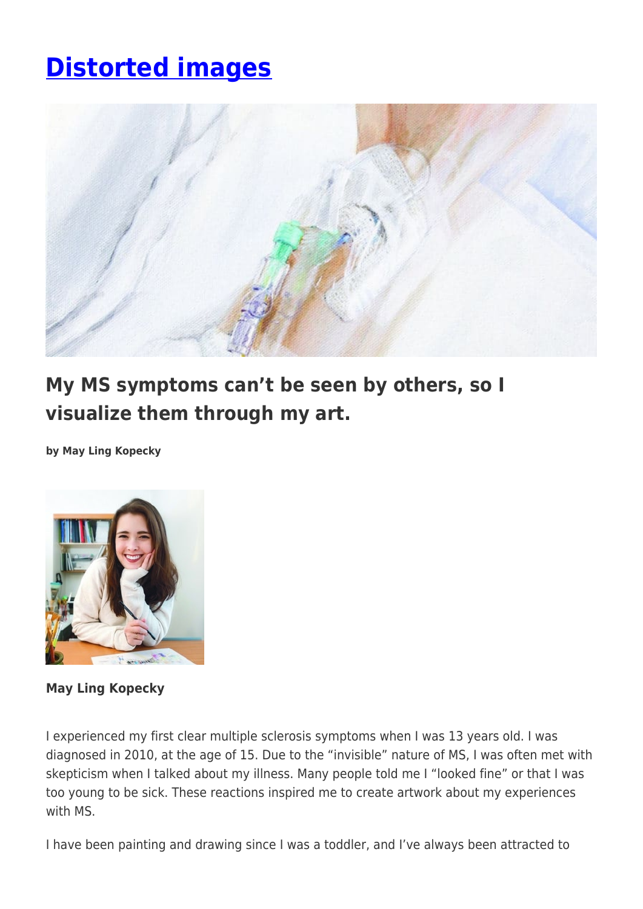# [Distorted images]()

## My MS symptoms can't be seen by others, so I visualize them through my art.

**by May Ling Kopecky**

**May Ling Kopecky**

I experienced my first clear multiple sclerosis symptoms when I was 13 years old. I was diagnosed in 2010, at the age of 15. Due to the "invisible" nature of MS, I was often met with skepticism when I talked about my illness. Many people told me I "looked fine" or that I was too young to be sick. These reactions inspired me to create artwork about my experiences with MS.

I have been painting and drawing since I was a toddler, and I've always been attracted to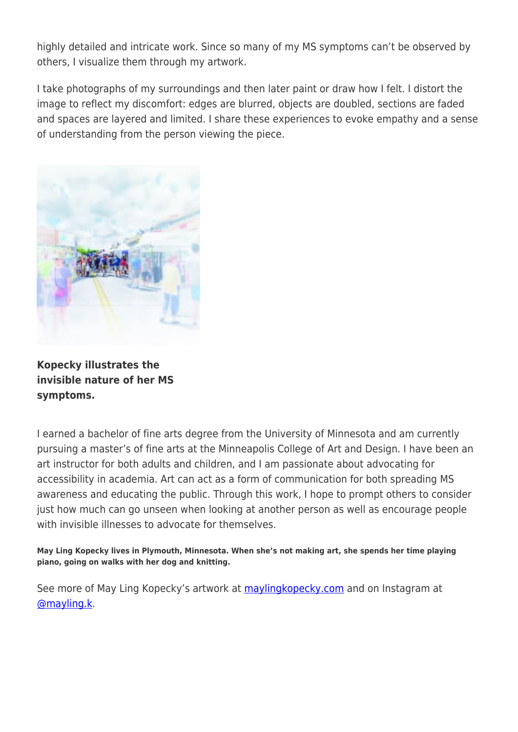highly detailed and intricate work. Since so many of my MS symptoms can't be observed by others, I visualize them through my artwork.

I take photographs of my surroundings and then later paint or draw how I felt. I distort the image to reflect my discomfort: edges are blurred, objects are doubled, sections are faded and spaces are layered and limited. I share these experiences to evoke empathy and a sense of understanding from the person viewing the piece.

**Kopecky illustrates the invisible nature of her MS symptoms.**

I earned a bachelor of fine arts degree from the University of Minnesota and am currently pursuing a master's of fine arts at the Minneapolis College of Art and Design. I have been an art instructor for both adults and children, and I am passionate about advocating for accessibility in academia. Art can act as a form of communication for both spreading MS awareness and educating the public. Through this work, I hope to prompt others to consider just how much can go unseen when looking at another person as well as encourage people with invisible illnesses to advocate for themselves.

**May Ling Kopecky lives in Plymouth, Minnesota. When she's not making art, she spends her time playing piano, going on walks with her dog and knitting.**

See more of May Ling Kopecky's artwork at [maylingkopecky.com](maylingkopecky.com) and on Instagram at [@mayling.k](@mayling.k).